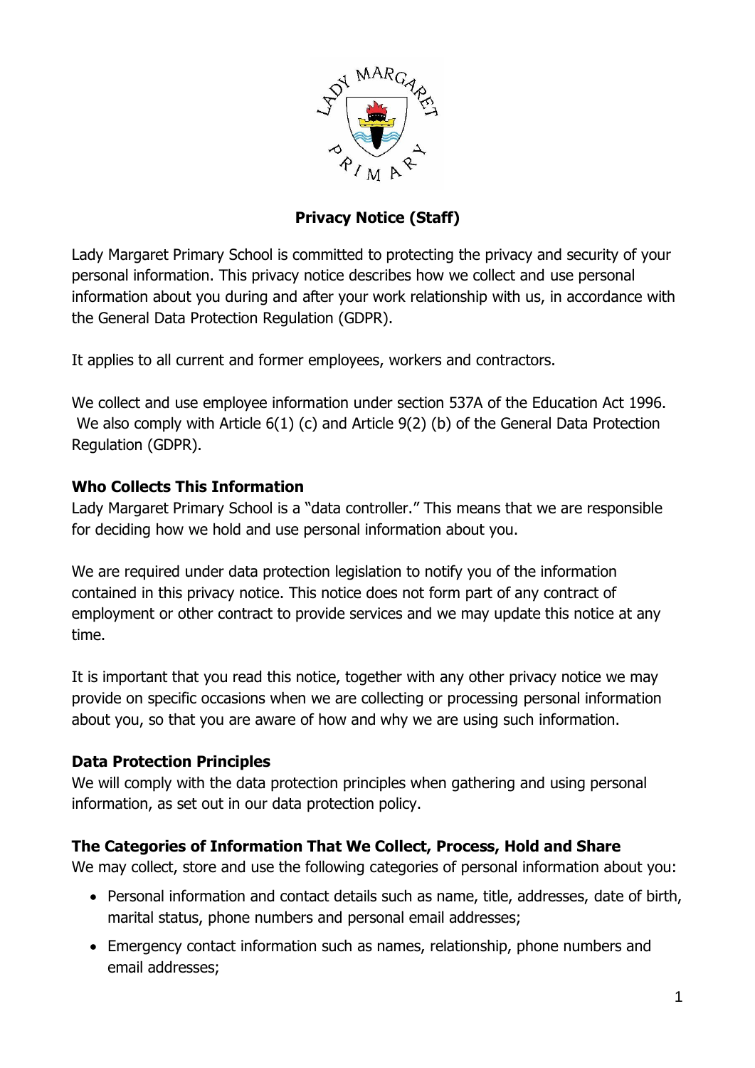# Privacy Notice (Staff)

Lady Margaret Primary School is committed to protecting the privacy and security of your personal information. This privacy notice describes how we collect and use personal information about you during and after your work relationship with us, in accordance with the General Data Protection Regulation (GDPR).

It applies to all current and former employees, workers and contractors.

We collect and use employee information under section 537A of the Education Act 1996. We also comply with Article 6(1) (c) and Article 9(2) (b) of the General Data Protection Regulation (GDPR).

**Who Collects This Information**

Lady Margaret Primary School is a "data controller." This means that we are responsible for deciding how we hold and use personal information about you.

We are required under data protection legislation to notify you of the information contained in this privacy notice. This notice does not form part of any contract of employment or other contract to provide services and we may update this notice at any time.

It is important that you read this notice, together with any other privacy notice we may provide on specific occasions when we are collecting or processing personal information about you, so that you are aware of how and why we are using such information.

**Data Protection Principles**

We will comply with the data protection principles when gathering and using personal information, as set out in our data protection policy.

**The Categories of Information That We Collect, Process, Hold and Share**

We may collect, store and use the following categories of personal information about you:

- Personal information and contact details such as name, title, addresses, date of birth, marital status, phone numbers and personal email addresses;
- Emergency contact information such as names, relationship, phone numbers and email addresses;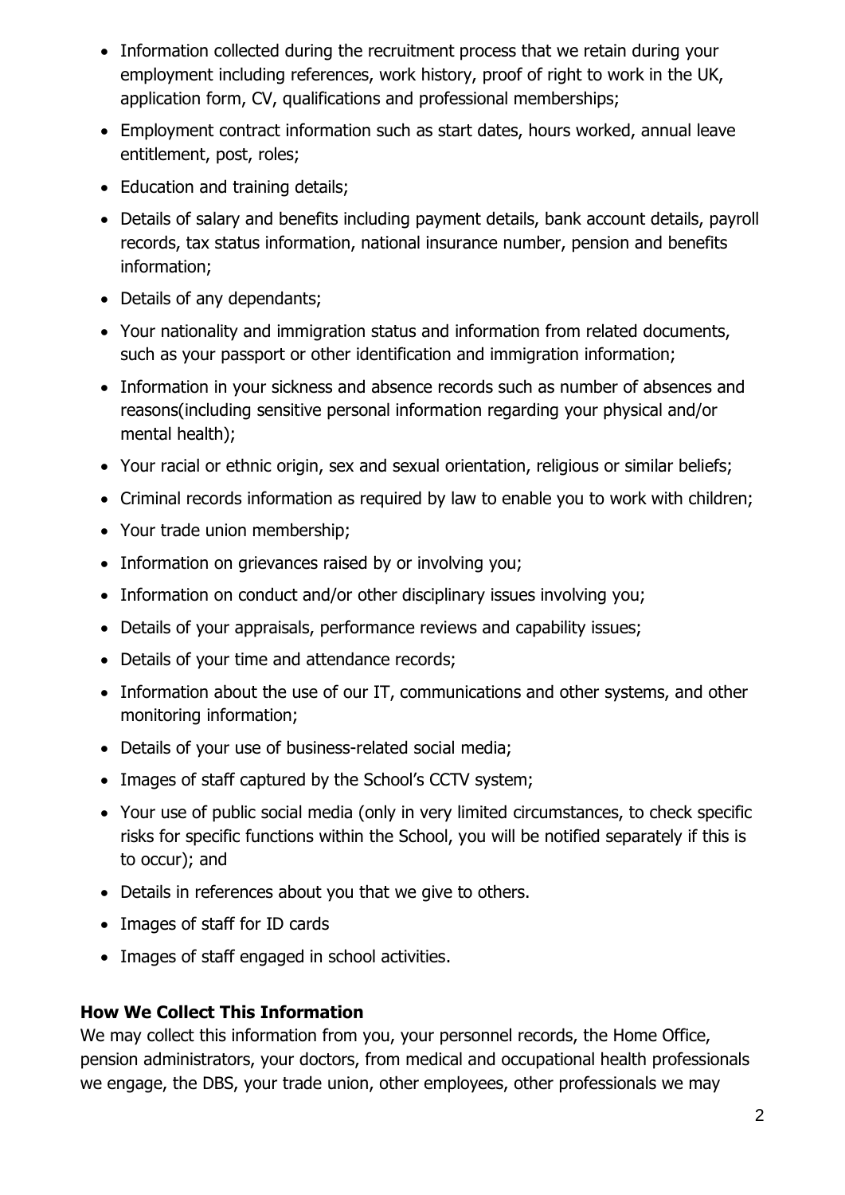- Information collected during the recruitment process that we retain during your employment including references, work history, proof of right to work in the UK, application form, CV, qualifications and professional memberships;
- Employment contract information such as start dates, hours worked, annual leave entitlement, post, roles;
- Education and training details;
- Details of salary and benefits including payment details, bank account details, payroll records, tax status information, national insurance number, pension and benefits information;
- Details of any dependants;
- Your nationality and immigration status and information from related documents, such as your passport or other identification and immigration information;
- Information in your sickness and absence records such as number of absences and reasons(including sensitive personal information regarding your physical and/or mental health);
- Your racial or ethnic origin, sex and sexual orientation, religious or similar beliefs;
- Criminal records information as required by law to enable you to work with children;
- Your trade union membership;
- Information on grievances raised by or involving you;
- Information on conduct and/or other disciplinary issues involving you;
- Details of your appraisals, performance reviews and capability issues;
- Details of your time and attendance records;
- Information about the use of our IT, communications and other systems, and other monitoring information;
- Details of your use of business-related social media;
- Images of staff captured by the School's CCTV system;
- Your use of public social media (only in very limited circumstances, to check specific risks for specific functions within the School, you will be notified separately if this is to occur); and
- Details in references about you that we give to others.
- Images of staff for ID cards
- Images of staff engaged in school activities.

**How We Collect This Information**

We may collect this information from you, your personnel records, the Home Office, pension administrators, your doctors, from medical and occupational health professionals we engage, the DBS, your trade union, other employees, other professionals we may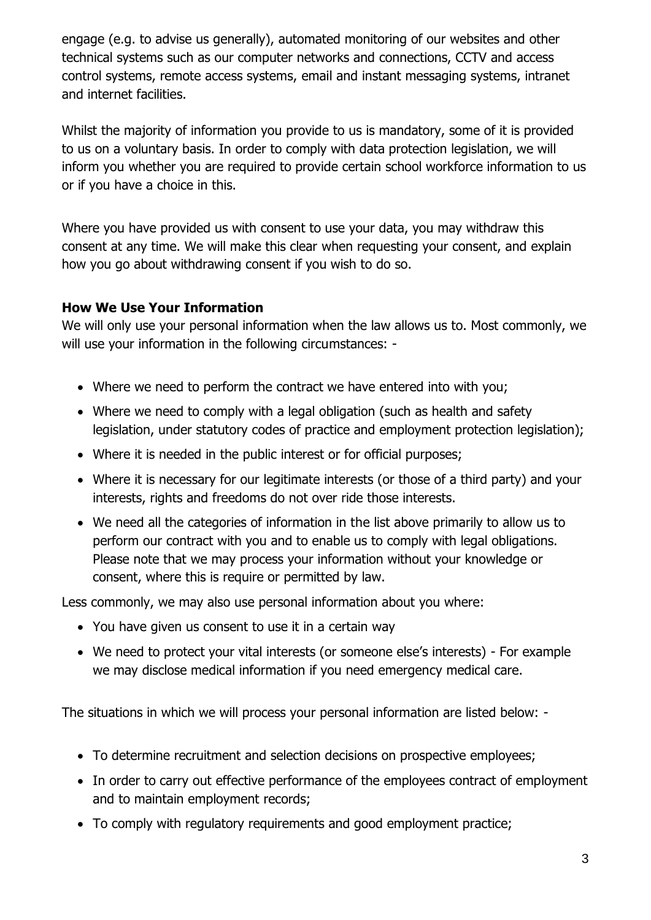engage (e.g. to advise us generally), automated monitoring of our websites and other technical systems such as our computer networks and connections, CCTV and access control systems, remote access systems, email and instant messaging systems, intranet and internet facilities.

Whilst the majority of information you provide to us is mandatory, some of it is provided to us on a voluntary basis. In order to comply with data protection legislation, we will inform you whether you are required to provide certain school workforce information to us or if you have a choice in this.

Where you have provided us with consent to use your data, you may withdraw this consent at any time. We will make this clear when requesting your consent, and explain how you go about withdrawing consent if you wish to do so.

**How We Use Your Information**

We will only use your personal information when the law allows us to. Most commonly, we will use your information in the following circumstances: -

- Where we need to perform the contract we have entered into with you;
- Where we need to comply with a legal obligation (such as health and safety legislation, under statutory codes of practice and employment protection legislation);
- Where it is needed in the public interest or for official purposes;
- Where it is necessary for our legitimate interests (or those of a third party) and your interests, rights and freedoms do not over ride those interests.
- We need all the categories of information in the list above primarily to allow us to perform our contract with you and to enable us to comply with legal obligations. Please note that we may process your information without your knowledge or consent, where this is require or permitted by law.

Less commonly, we may also use personal information about you where:

- You have given us consent to use it in a certain way
- We need to protect your vital interests (or someone else's interests) - For example we may disclose medical information if you need emergency medical care.

The situations in which we will process your personal information are listed below: -

- To determine recruitment and selection decisions on prospective employees;
- In order to carry out effective performance of the employees contract of employment and to maintain employment records;
- To comply with regulatory requirements and good employment practice;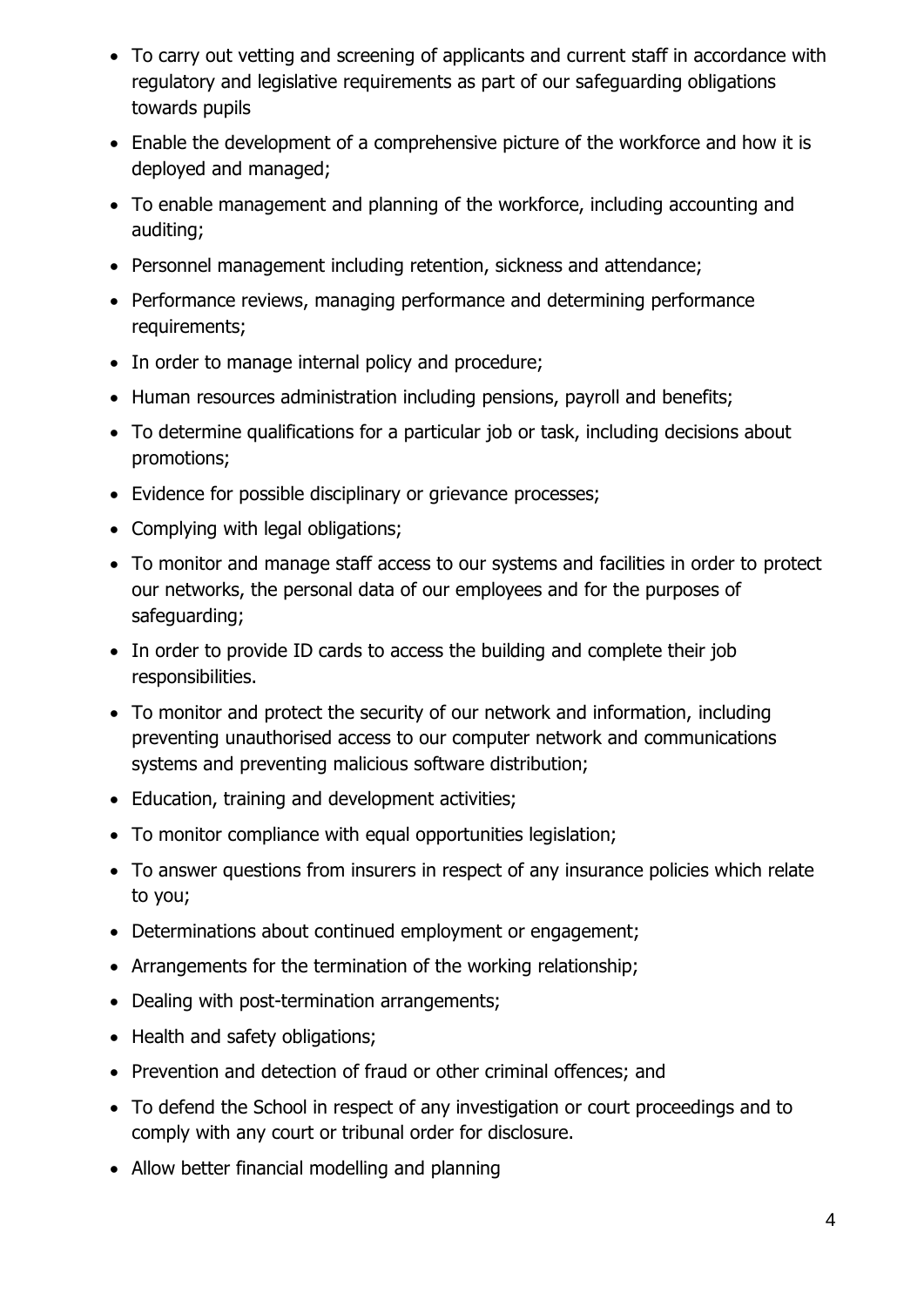- To carry out vetting and screening of applicants and current staff in accordance with regulatory and legislative requirements as part of our safeguarding obligations towards pupils
- Enable the development of a comprehensive picture of the workforce and how it is deployed and managed;
- To enable management and planning of the workforce, including accounting and auditing;
- Personnel management including retention, sickness and attendance;
- Performance reviews, managing performance and determining performance requirements;
- In order to manage internal policy and procedure;
- Human resources administration including pensions, payroll and benefits;
- To determine qualifications for a particular job or task, including decisions about promotions;
- Evidence for possible disciplinary or grievance processes;
- Complying with legal obligations;
- To monitor and manage staff access to our systems and facilities in order to protect our networks, the personal data of our employees and for the purposes of safeguarding;
- In order to provide ID cards to access the building and complete their job responsibilities.
- To monitor and protect the security of our network and information, including preventing unauthorised access to our computer network and communications systems and preventing malicious software distribution;
- Education, training and development activities;
- To monitor compliance with equal opportunities legislation;
- To answer questions from insurers in respect of any insurance policies which relate to you;
- Determinations about continued employment or engagement;
- Arrangements for the termination of the working relationship;
- Dealing with post-termination arrangements;
- Health and safety obligations;
- Prevention and detection of fraud or other criminal offences; and
- To defend the School in respect of any investigation or court proceedings and to comply with any court or tribunal order for disclosure.
- Allow better financial modelling and planning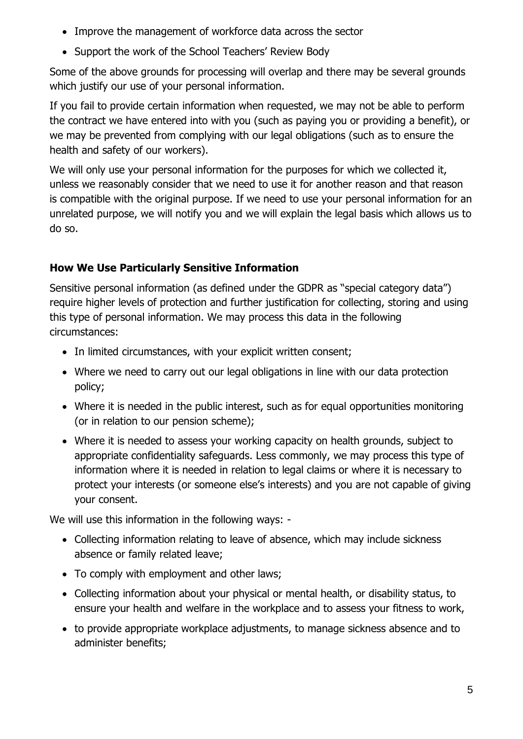- Improve the management of workforce data across the sector
- Support the work of the School Teachers' Review Body

Some of the above grounds for processing will overlap and there may be several grounds which justify our use of your personal information.

If you fail to provide certain information when requested, we may not be able to perform the contract we have entered into with you (such as paying you or providing a benefit), or we may be prevented from complying with our legal obligations (such as to ensure the health and safety of our workers).

We will only use your personal information for the purposes for which we collected it, unless we reasonably consider that we need to use it for another reason and that reason is compatible with the original purpose. If we need to use your personal information for an unrelated purpose, we will notify you and we will explain the legal basis which allows us to do so.

**How We Use Particularly Sensitive Information**

Sensitive personal information (as defined under the GDPR as "special category data") require higher levels of protection and further justification for collecting, storing and using this type of personal information. We may process this data in the following circumstances:

- In limited circumstances, with your explicit written consent;
- Where we need to carry out our legal obligations in line with our data protection policy;
- Where it is needed in the public interest, such as for equal opportunities monitoring (or in relation to our pension scheme);
- Where it is needed to assess your working capacity on health grounds, subject to appropriate confidentiality safeguards. Less commonly, we may process this type of information where it is needed in relation to legal claims or where it is necessary to protect your interests (or someone else's interests) and you are not capable of giving your consent.

We will use this information in the following ways: -

- Collecting information relating to leave of absence, which may include sickness absence or family related leave;
- To comply with employment and other laws;
- Collecting information about your physical or mental health, or disability status, to ensure your health and welfare in the workplace and to assess your fitness to work,
- to provide appropriate workplace adjustments, to manage sickness absence and to administer benefits;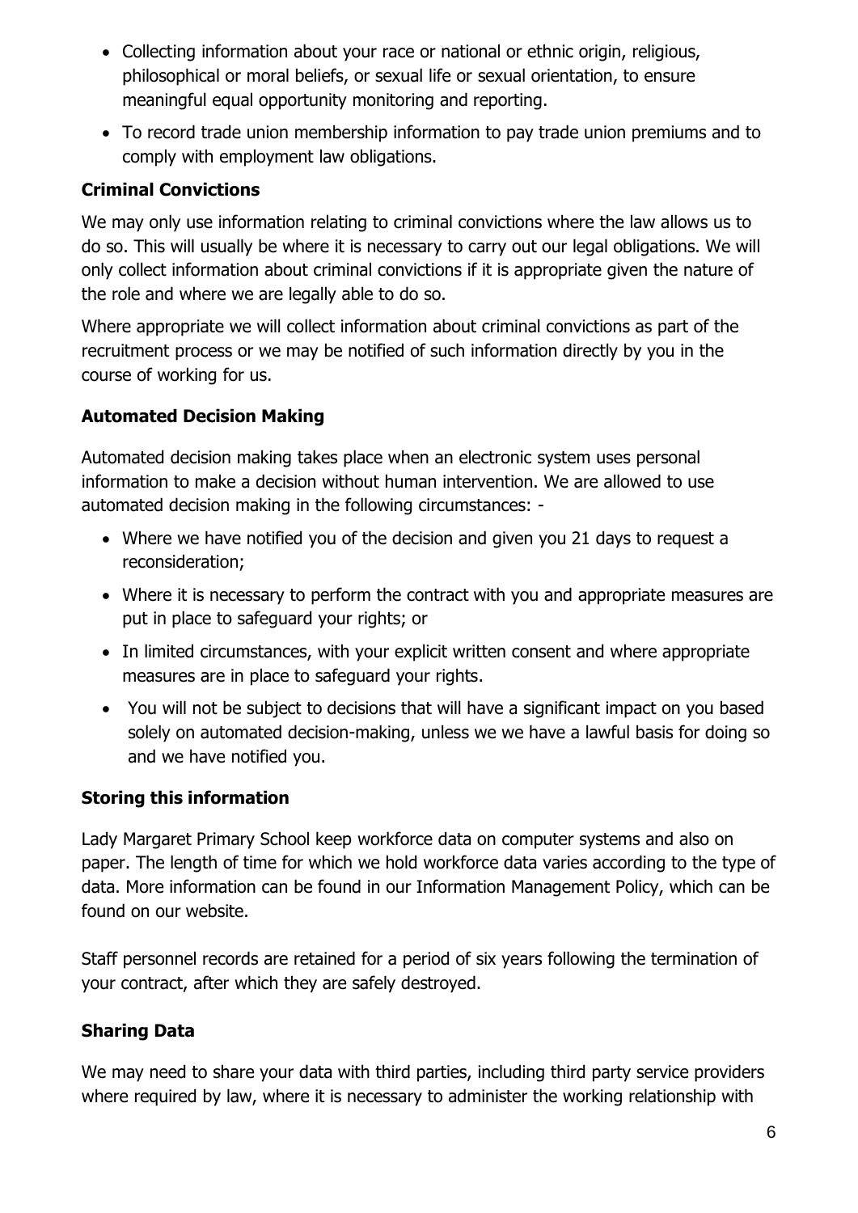- Collecting information about your race or national or ethnic origin, religious, philosophical or moral beliefs, or sexual life or sexual orientation, to ensure meaningful equal opportunity monitoring and reporting.
- To record trade union membership information to pay trade union premiums and to comply with employment law obligations.

**Criminal Convictions**

We may only use information relating to criminal convictions where the law allows us to do so. This will usually be where it is necessary to carry out our legal obligations. We will only collect information about criminal convictions if it is appropriate given the nature of the role and where we are legally able to do so.

Where appropriate we will collect information about criminal convictions as part of the recruitment process or we may be notified of such information directly by you in the course of working for us.

**Automated Decision Making**

Automated decision making takes place when an electronic system uses personal information to make a decision without human intervention. We are allowed to use automated decision making in the following circumstances: -

- Where we have notified you of the decision and given you 21 days to request a reconsideration;
- Where it is necessary to perform the contract with you and appropriate measures are put in place to safeguard your rights; or
- In limited circumstances, with your explicit written consent and where appropriate measures are in place to safeguard your rights.
- You will not be subject to decisions that will have a significant impact on you based solely on automated decision-making, unless we we have a lawful basis for doing so and we have notified you.

**Storing this information**

Lady Margaret Primary School keep workforce data on computer systems and also on paper. The length of time for which we hold workforce data varies according to the type of data. More information can be found in our Information Management Policy, which can be found on our website.

Staff personnel records are retained for a period of six years following the termination of your contract, after which they are safely destroyed.

**Sharing Data**

We may need to share your data with third parties, including third party service providers where required by law, where it is necessary to administer the working relationship with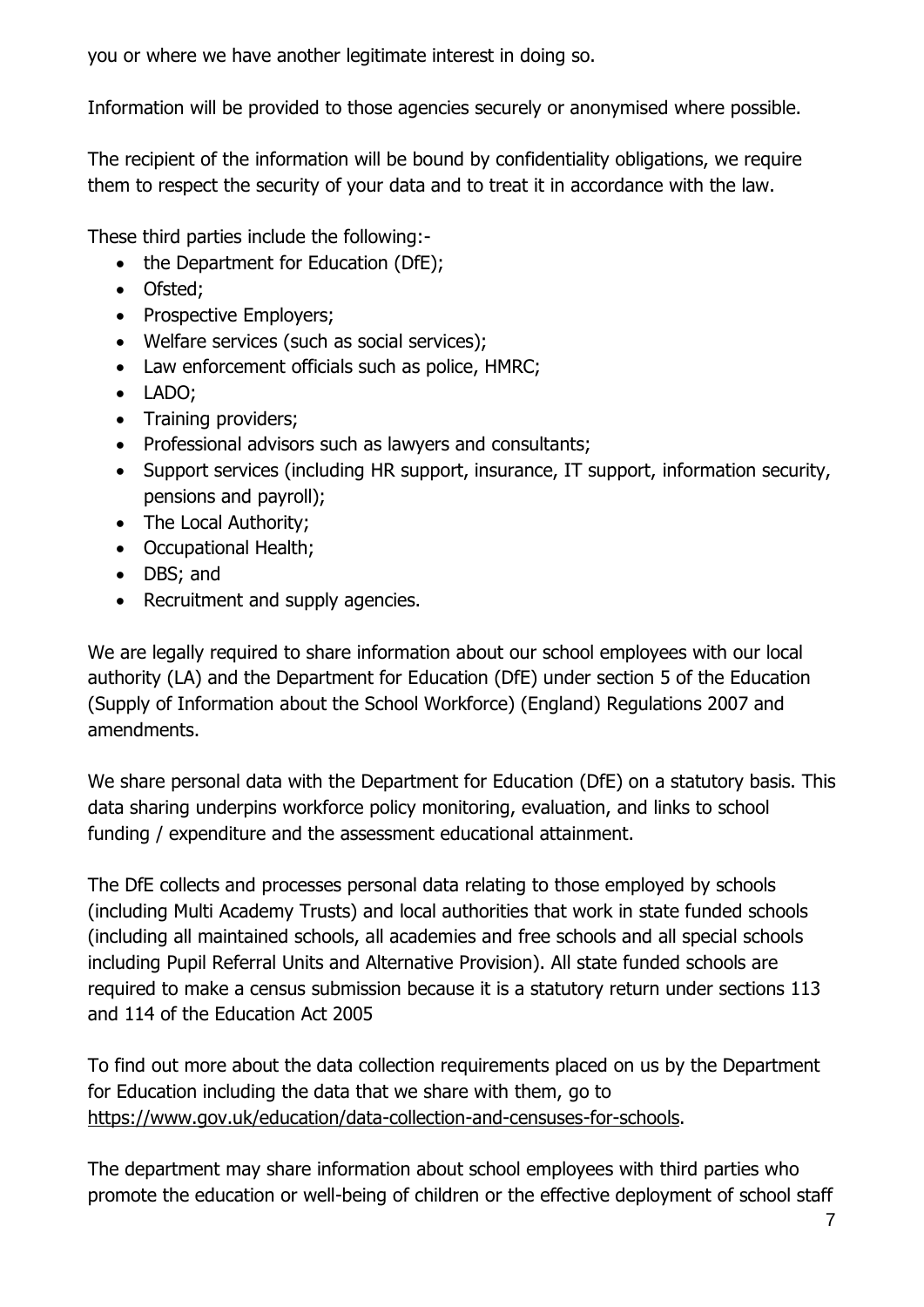you or where we have another legitimate interest in doing so.

Information will be provided to those agencies securely or anonymised where possible.

The recipient of the information will be bound by confidentiality obligations, we require them to respect the security of your data and to treat it in accordance with the law.

These third parties include the following:-

- the Department for Education (DfE);
- Ofsted;
- Prospective Employers;
- Welfare services (such as social services);
- Law enforcement officials such as police, HMRC;
- LADO;
- Training providers;
- Professional advisors such as lawyers and consultants;
- Support services (including HR support, insurance, IT support, information security, pensions and payroll);
- The Local Authority;
- Occupational Health;
- DBS; and
- Recruitment and supply agencies.

We are legally required to share information about our school employees with our local authority (LA) and the Department for Education (DfE) under section 5 of the Education (Supply of Information about the School Workforce) (England) Regulations 2007 and amendments.

We share personal data with the Department for Education (DfE) on a statutory basis. This data sharing underpins workforce policy monitoring, evaluation, and links to school funding / expenditure and the assessment educational attainment.

The DfE collects and processes personal data relating to those employed by schools (including Multi Academy Trusts) and local authorities that work in state funded schools (including all maintained schools, all academies and free schools and all special schools including Pupil Referral Units and Alternative Provision). All state funded schools are required to make a census submission because it is a statutory return under sections 113 and 114 of the Education Act 2005

To find out more about the data collection requirements placed on us by the Department for Education including the data that we share with them, go to [https://www.gov.uk/education/data-collection-and-censuses-for-schools](https://www.gov.uk/education/data-collection-and-censuses-for-schools).

The department may share information about school employees with third parties who promote the education or well-being of children or the effective deployment of school staff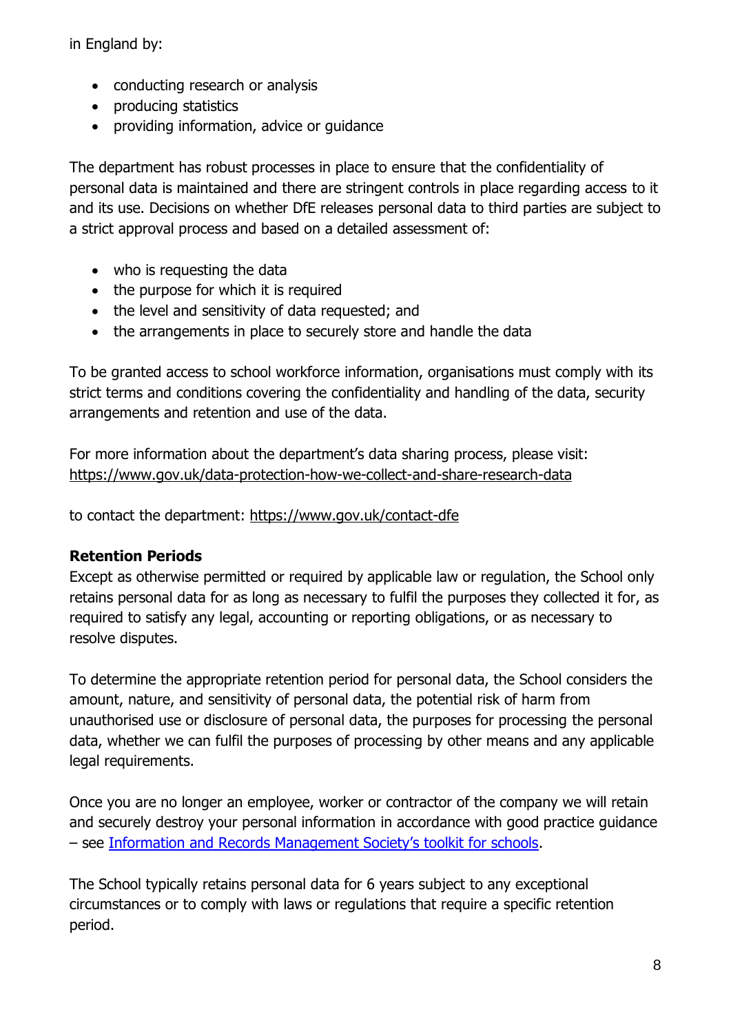in England by:

- conducting research or analysis
- producing statistics
- providing information, advice or guidance

The department has robust processes in place to ensure that the confidentiality of personal data is maintained and there are stringent controls in place regarding access to it and its use. Decisions on whether DfE releases personal data to third parties are subject to a strict approval process and based on a detailed assessment of:

- who is requesting the data
- the purpose for which it is required
- the level and sensitivity of data requested; and
- the arrangements in place to securely store and handle the data

To be granted access to school workforce information, organisations must comply with its strict terms and conditions covering the confidentiality and handling of the data, security arrangements and retention and use of the data.

For more information about the department's data sharing process, please visit: https://www.gov.uk/data-protection-how-we-collect-and-share-research-data

to contact the department: https://www.gov.uk/contact-dfe

**Retention Periods**

Except as otherwise permitted or required by applicable law or regulation, the School only retains personal data for as long as necessary to fulfil the purposes they collected it for, as required to satisfy any legal, accounting or reporting obligations, or as necessary to resolve disputes.

To determine the appropriate retention period for personal data, the School considers the amount, nature, and sensitivity of personal data, the potential risk of harm from unauthorised use or disclosure of personal data, the purposes for processing the personal data, whether we can fulfil the purposes of processing by other means and any applicable legal requirements.

Once you are no longer an employee, worker or contractor of the company we will retain and securely destroy your personal information in accordance with good practice guidance – see Information and Records Management Society's toolkit for schools.

The School typically retains personal data for 6 years subject to any exceptional circumstances or to comply with laws or regulations that require a specific retention period.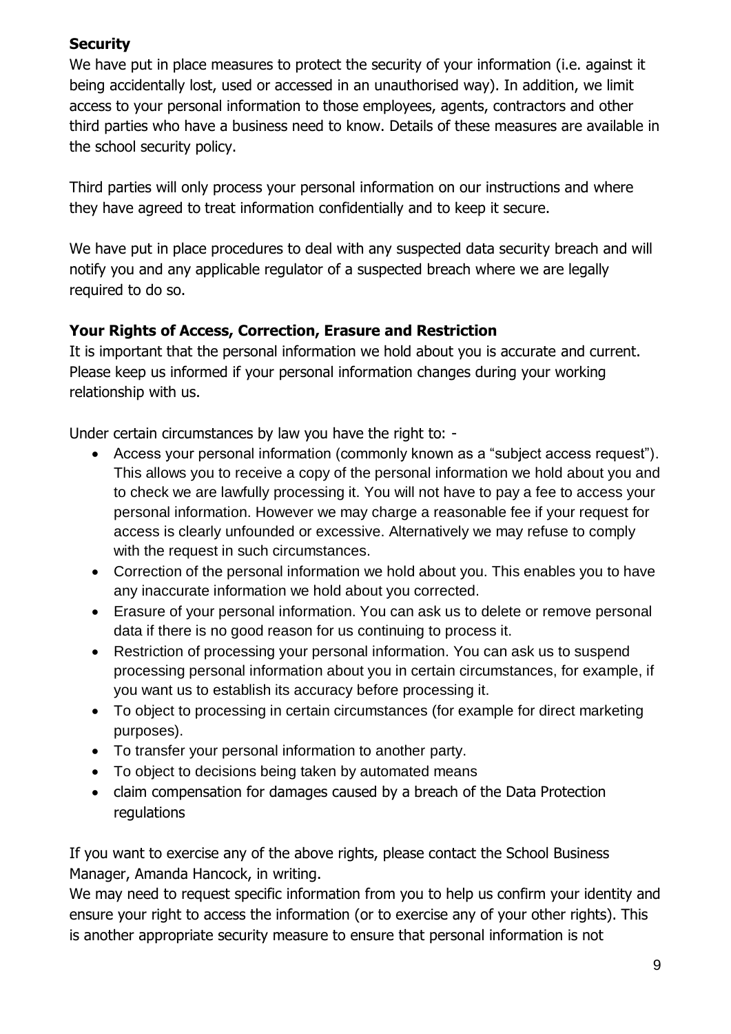**Security**

We have put in place measures to protect the security of your information (i.e. against it being accidentally lost, used or accessed in an unauthorised way). In addition, we limit access to your personal information to those employees, agents, contractors and other third parties who have a business need to know. Details of these measures are available in the school security policy.

Third parties will only process your personal information on our instructions and where they have agreed to treat information confidentially and to keep it secure.

We have put in place procedures to deal with any suspected data security breach and will notify you and any applicable regulator of a suspected breach where we are legally required to do so.

**Your Rights of Access, Correction, Erasure and Restriction**

It is important that the personal information we hold about you is accurate and current. Please keep us informed if your personal information changes during your working relationship with us.

Under certain circumstances by law you have the right to: -

- Access your personal information (commonly known as a "subject access request"). This allows you to receive a copy of the personal information we hold about you and to check we are lawfully processing it. You will not have to pay a fee to access your personal information. However we may charge a reasonable fee if your request for access is clearly unfounded or excessive. Alternatively we may refuse to comply with the request in such circumstances.
- Correction of the personal information we hold about you. This enables you to have any inaccurate information we hold about you corrected.
- Erasure of your personal information. You can ask us to delete or remove personal data if there is no good reason for us continuing to process it.
- Restriction of processing your personal information. You can ask us to suspend processing personal information about you in certain circumstances, for example, if you want us to establish its accuracy before processing it.
- To object to processing in certain circumstances (for example for direct marketing purposes).
- To transfer your personal information to another party.
- To object to decisions being taken by automated means
- claim compensation for damages caused by a breach of the Data Protection regulations

If you want to exercise any of the above rights, please contact the School Business Manager, Amanda Hancock, in writing.

We may need to request specific information from you to help us confirm your identity and ensure your right to access the information (or to exercise any of your other rights). This is another appropriate security measure to ensure that personal information is not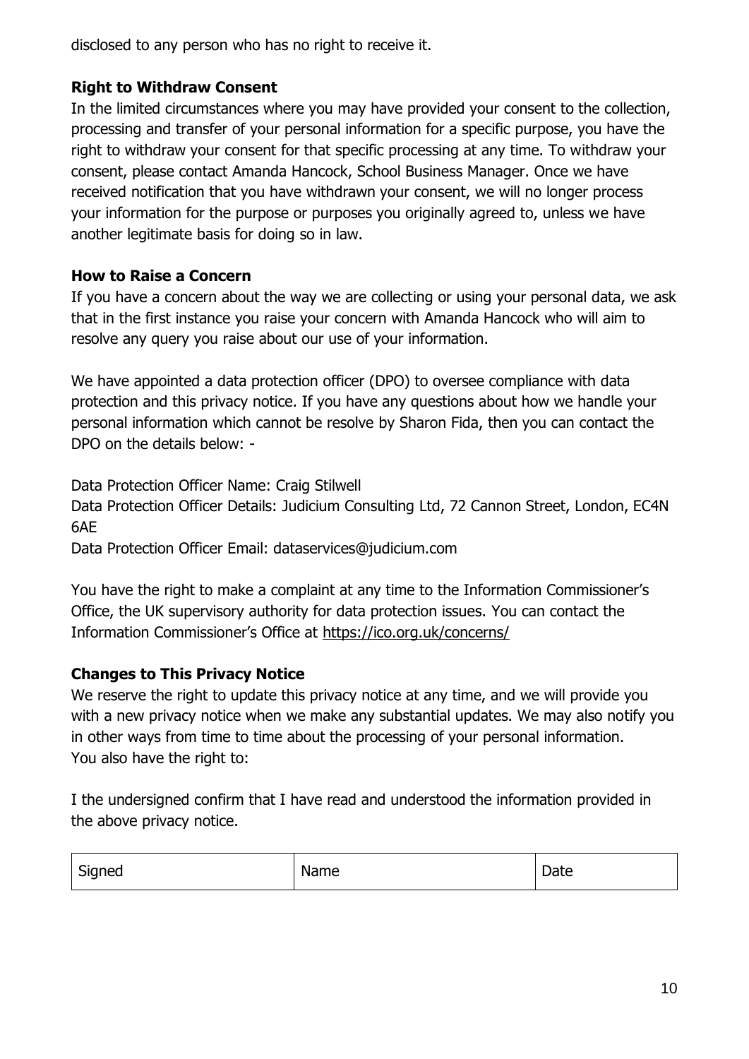disclosed to any person who has no right to receive it.

**Right to Withdraw Consent**

In the limited circumstances where you may have provided your consent to the collection, processing and transfer of your personal information for a specific purpose, you have the right to withdraw your consent for that specific processing at any time. To withdraw your consent, please contact Amanda Hancock, School Business Manager. Once we have received notification that you have withdrawn your consent, we will no longer process your information for the purpose or purposes you originally agreed to, unless we have another legitimate basis for doing so in law.

**How to Raise a Concern**

If you have a concern about the way we are collecting or using your personal data, we ask that in the first instance you raise your concern with Amanda Hancock who will aim to resolve any query you raise about our use of your information.

We have appointed a data protection officer (DPO) to oversee compliance with data protection and this privacy notice. If you have any questions about how we handle your personal information which cannot be resolve by Sharon Fida, then you can contact the DPO on the details below: -

Data Protection Officer Name: Craig Stilwell
Data Protection Officer Details: Judicium Consulting Ltd, 72 Cannon Street, London, EC4N 6AE
Data Protection Officer Email: dataservices@judicium.com

You have the right to make a complaint at any time to the Information Commissioner's Office, the UK supervisory authority for data protection issues. You can contact the Information Commissioner's Office at https://ico.org.uk/concerns/

**Changes to This Privacy Notice**

We reserve the right to update this privacy notice at any time, and we will provide you with a new privacy notice when we make any substantial updates. We may also notify you in other ways from time to time about the processing of your personal information.
You also have the right to:

I the undersigned confirm that I have read and understood the information provided in the above privacy notice.

| Signed | Name | Date |
|---|---|---|